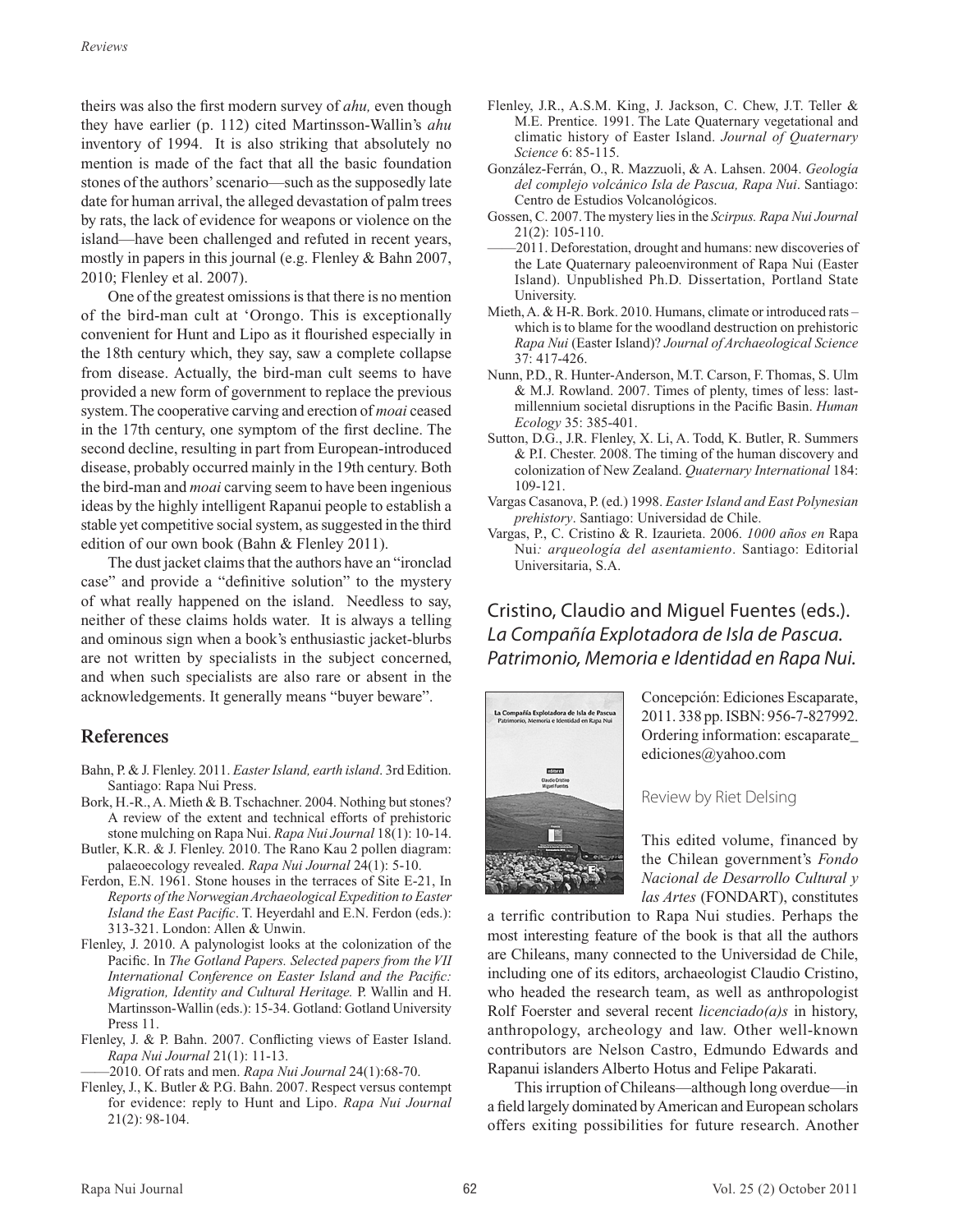theirs was also the first modern survey of *ahu,* even though they have earlier (p. 112) cited Martinsson-Wallin's *ahu* inventory of 1994. It is also striking that absolutely no mention is made of the fact that all the basic foundation stones of the authors' scenario—such as the supposedly late date for human arrival, the alleged devastation of palm trees by rats, the lack of evidence for weapons or violence on the island—have been challenged and refuted in recent years, mostly in papers in this journal (e.g. Flenley & Bahn 2007, 2010; Flenley et al. 2007).

One of the greatest omissions is that there is no mention of the bird-man cult at 'Orongo. This is exceptionally convenient for Hunt and Lipo as it flourished especially in the 18th century which, they say, saw a complete collapse from disease. Actually, the bird-man cult seems to have provided a new form of government to replace the previous system. The cooperative carving and erection of *moai* ceased in the 17th century, one symptom of the first decline. The second decline, resulting in part from European-introduced disease, probably occurred mainly in the 19th century. Both the bird-man and *moai* carving seem to have been ingenious ideas by the highly intelligent Rapanui people to establish a stable yet competitive social system, as suggested in the third edition of our own book (Bahn & Flenley 2011).

The dust jacket claims that the authors have an "ironclad case" and provide a "definitive solution" to the mystery of what really happened on the island. Needless to say, neither of these claims holds water. It is always a telling and ominous sign when a book's enthusiastic jacket-blurbs are not written by specialists in the subject concerned, and when such specialists are also rare or absent in the acknowledgements. It generally means "buyer beware".

## References

Bahn, P. & J. Flenley. 2011. *Easter Island, earth island*. 3rd Edition. Santiago: Rapa Nui Press.

Bork, H.-R., A. Mieth & B. Tschachner. 2004. Nothing but stones? A review of the extent and technical efforts of prehistoric stone mulching on Rapa Nui. *Rapa Nui Journal* 18(1): 10-14.

Butler, K.R. & J. Flenley. 2010. The Rano Kau 2 pollen diagram: palaeoecology revealed. *Rapa Nui Journal* 24(1): 5-10.

Ferdon, E.N. 1961. Stone houses in the terraces of Site E-21, In *Reports of the Norwegian Archaeological Expedition to Easter Island the East Pacific*. T. Heyerdahl and E.N. Ferdon (eds.): 313-321. London: Allen & Unwin.

Flenley, J. 2010. A palynologist looks at the colonization of the Pacific. In *The Gotland Papers. Selected papers from the VII International Conference on Easter Island and the Pacific: Migration, Identity and Cultural Heritage.* P. Wallin and H. Martinsson-Wallin (eds.): 15-34. Gotland: Gotland University Press 11.

Flenley, J. & P. Bahn. 2007. Conflicting views of Easter Island. *Rapa Nui Journal* 21(1): 11-13.

——2010. Of rats and men. *Rapa Nui Journal* 24(1):68-70.

Flenley, J., K. Butler & P.G. Bahn. 2007. Respect versus contempt for evidence: reply to Hunt and Lipo. *Rapa Nui Journal* 21(2): 98-104.

Flenley, J.R., A.S.M. King, J. Jackson, C. Chew, J.T. Teller & M.E. Prentice. 1991. The Late Quaternary vegetational and climatic history of Easter Island. *Journal of Quaternary Science* 6: 85-115.

González-Ferrán, O., R. Mazzuoli, & A. Lahsen. 2004. *Geología del complejo volcánico Isla de Pascua, Rapa Nui*. Santiago: Centro de Estudios Volcanológicos.

Gossen, C. 2007. The mystery lies in the *Scirpus. Rapa Nui Journal* 21(2): 105-110.

——2011. Deforestation, drought and humans: new discoveries of the Late Quaternary paleoenvironment of Rapa Nui (Easter Island). Unpublished Ph.D. Dissertation, Portland State University.

Mieth, A. & H-R. Bork. 2010. Humans, climate or introduced rats – which is to blame for the woodland destruction on prehistoric *Rapa Nui* (Easter Island)? *Journal of Archaeological Science* 37: 417-426.

Nunn, P.D., R. Hunter-Anderson, M.T. Carson, F. Thomas, S. Ulm & M.J. Rowland. 2007. Times of plenty, times of less: last-millennium societal disruptions in the Pacific Basin. *Human Ecology* 35: 385-401.

Sutton, D.G., J.R. Flenley, X. Li, A. Todd, K. Butler, R. Summers & P.I. Chester. 2008. The timing of the human discovery and colonization of New Zealand. *Quaternary International* 184: 109-121.

Vargas Casanova, P. (ed.) 1998. *Easter Island and East Polynesian prehistory*. Santiago: Universidad de Chile.

Vargas, P., C. Cristino & R. Izaurieta. 2006. *1000 años en* Rapa Nui*: arqueología del asentamiento*. Santiago: Editorial Universitaria, S.A.

## Cristino, Claudio and Miguel Fuentes (eds.). *La Compañía Explotadora de Isla de Pascua. Patrimonio, Memoria e Identidad en Rapa Nui.*

Concepción: Ediciones Escaparate, 2011. 338 pp. ISBN: 956-7-827992. Ordering information: escaparate_ediciones@yahoo.com

Review by Riet Delsing

This edited volume, financed by the Chilean government's *Fondo Nacional de Desarrollo Cultural y las Artes* (FONDART), constitutes a terrific contribution to Rapa Nui studies. Perhaps the most interesting feature of the book is that all the authors are Chileans, many connected to the Universidad de Chile, including one of its editors, archaeologist Claudio Cristino, who headed the research team, as well as anthropologist Rolf Foerster and several recent *licenciado(a)s* in history, anthropology, archeology and law. Other well-known contributors are Nelson Castro, Edmundo Edwards and Rapanui islanders Alberto Hotus and Felipe Pakarati.

This irruption of Chileans—although long overdue—in a field largely dominated by American and European scholars offers exiting possibilities for future research. Another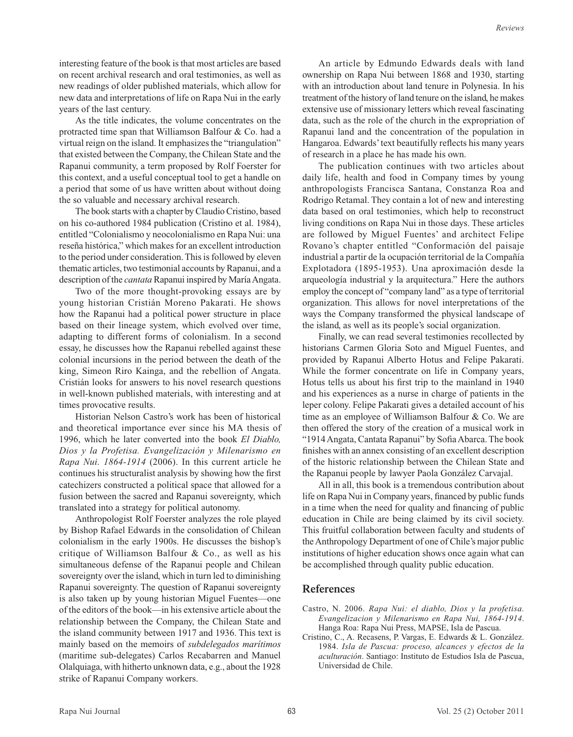interesting feature of the book is that most articles are based on recent archival research and oral testimonies, as well as new readings of older published materials, which allow for new data and interpretations of life on Rapa Nui in the early years of the last century.

As the title indicates, the volume concentrates on the protracted time span that Williamson Balfour & Co. had a virtual reign on the island. It emphasizes the "triangulation" that existed between the Company, the Chilean State and the Rapanui community, a term proposed by Rolf Foerster for this context, and a useful conceptual tool to get a handle on a period that some of us have written about without doing the so valuable and necessary archival research.

The book starts with a chapter by Claudio Cristino, based on his co-authored 1984 publication (Cristino et al. 1984), entitled "Colonialismo y neocolonialismo en Rapa Nui: una reseña histórica," which makes for an excellent introduction to the period under consideration. This is followed by eleven thematic articles, two testimonial accounts by Rapanui, and a description of the *cantata* Rapanui inspired by María Angata.

Two of the more thought-provoking essays are by young historian Cristián Moreno Pakarati. He shows how the Rapanui had a political power structure in place based on their lineage system, which evolved over time, adapting to different forms of colonialism. In a second essay, he discusses how the Rapanui rebelled against these colonial incursions in the period between the death of the king, Simeon Riro Kainga, and the rebellion of Angata. Cristián looks for answers to his novel research questions in well-known published materials, with interesting and at times provocative results.

Historian Nelson Castro's work has been of historical and theoretical importance ever since his MA thesis of 1996, which he later converted into the book *El Diablo, Dios y la Profetisa. Evangelización y Milenarismo en Rapa Nui. 1864-1914* (2006). In this current article he continues his structuralist analysis by showing how the first catechizers constructed a political space that allowed for a fusion between the sacred and Rapanui sovereignty, which translated into a strategy for political autonomy.

Anthropologist Rolf Foerster analyzes the role played by Bishop Rafael Edwards in the consolidation of Chilean colonialism in the early 1900s. He discusses the bishop's critique of Williamson Balfour & Co., as well as his simultaneous defense of the Rapanui people and Chilean sovereignty over the island, which in turn led to diminishing Rapanui sovereignty. The question of Rapanui sovereignty is also taken up by young historian Miguel Fuentes—one of the editors of the book—in his extensive article about the relationship between the Company, the Chilean State and the island community between 1917 and 1936. This text is mainly based on the memoirs of *subdelegados marítimos* (maritime sub-delegates) Carlos Recabarren and Manuel Olalquiaga, with hitherto unknown data, e.g., about the 1928 strike of Rapanui Company workers.

An article by Edmundo Edwards deals with land ownership on Rapa Nui between 1868 and 1930, starting with an introduction about land tenure in Polynesia. In his treatment of the history of land tenure on the island, he makes extensive use of missionary letters which reveal fascinating data, such as the role of the church in the expropriation of Rapanui land and the concentration of the population in Hangaroa. Edwards' text beautifully reflects his many years of research in a place he has made his own.

The publication continues with two articles about daily life, health and food in Company times by young anthropologists Francisca Santana, Constanza Roa and Rodrigo Retamal. They contain a lot of new and interesting data based on oral testimonies, which help to reconstruct living conditions on Rapa Nui in those days. These articles are followed by Miguel Fuentes' and architect Felipe Rovano's chapter entitled "Conformación del paisaje industrial a partir de la ocupación territorial de la Compañía Explotadora (1895-1953). Una aproximación desde la arqueología industrial y la arquitectura." Here the authors employ the concept of "company land" as a type of territorial organization. This allows for novel interpretations of the ways the Company transformed the physical landscape of the island, as well as its people's social organization.

Finally, we can read several testimonies recollected by historians Carmen Gloria Soto and Miguel Fuentes, and provided by Rapanui Alberto Hotus and Felipe Pakarati. While the former concentrate on life in Company years, Hotus tells us about his first trip to the mainland in 1940 and his experiences as a nurse in charge of patients in the leper colony. Felipe Pakarati gives a detailed account of his time as an employee of Williamson Balfour & Co. We are then offered the story of the creation of a musical work in "1914 Angata, Cantata Rapanui" by Sofia Abarca. The book finishes with an annex consisting of an excellent description of the historic relationship between the Chilean State and the Rapanui people by lawyer Paola González Carvajal.

All in all, this book is a tremendous contribution about life on Rapa Nui in Company years, financed by public funds in a time when the need for quality and financing of public education in Chile are being claimed by its civil society. This fruitful collaboration between faculty and students of the Anthropology Department of one of Chile's major public institutions of higher education shows once again what can be accomplished through quality public education.

## References

Castro, N. 2006. *Rapa Nui: el diablo, Dios y la profetisa. Evangelizacion y Milenarismo en Rapa Nui, 1864-1914*. Hanga Roa: Rapa Nui Press, MAPSE, Isla de Pascua.

Cristino, C., A. Recasens, P. Vargas, E. Edwards & L. González. 1984. *Isla de Pascua: proceso, alcances y efectos de la aculturación*. Santiago: Instituto de Estudios Isla de Pascua, Universidad de Chile.